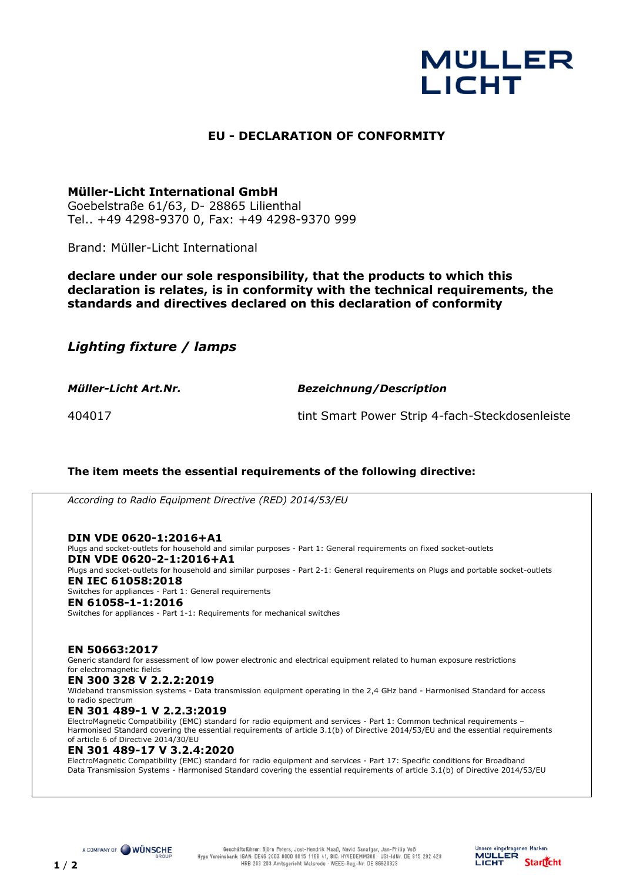MÜLLER LICHT

# EU - DECLARATION OF CONFORMITY

**Müller-Licht International GmbH**
Goebelstraße 61/63, D- 28865 Lilienthal
Tel.. +49 4298-9370 0, Fax: +49 4298-9370 999

Brand: Müller-Licht International

**declare under our sole responsibility, that the products to which this declaration is relates, is in conformity with the technical requirements, the standards and directives declared on this declaration of conformity**

## *Lighting fixture / lamps*

| *Müller-Licht Art.Nr.* | *Bezeichnung/Description* |
|---|---|
| 404017 | tint Smart Power Strip 4-fach-Steckdosenleiste |

**The item meets the essential requirements of the following directive:**

*According to Radio Equipment Directive (RED) 2014/53/EU*

**DIN VDE 0620-1:2016+A1**
Plugs and socket-outlets for household and similar purposes - Part 1: General requirements on fixed socket-outlets

**DIN VDE 0620-2-1:2016+A1**
Plugs and socket-outlets for household and similar purposes - Part 2-1: General requirements on Plugs and portable socket-outlets

**EN IEC 61058:2018**
Switches for appliances - Part 1: General requirements

**EN 61058-1-1:2016**
Switches for appliances - Part 1-1: Requirements for mechanical switches

**EN 50663:2017**
Generic standard for assessment of low power electronic and electrical equipment related to human exposure restrictions for electromagnetic fields

**EN 300 328 V 2.2.2:2019**
Wideband transmission systems - Data transmission equipment operating in the 2,4 GHz band - Harmonised Standard for access to radio spectrum

**EN 301 489-1 V 2.2.3:2019**
ElectroMagnetic Compatibility (EMC) standard for radio equipment and services - Part 1: Common technical requirements – Harmonised Standard covering the essential requirements of article 3.1(b) of Directive 2014/53/EU and the essential requirements of article 6 of Directive 2014/30/EU

**EN 301 489-17 V 3.2.4:2020**
ElectroMagnetic Compatibility (EMC) standard for radio equipment and services - Part 17: Specific conditions for Broadband Data Transmission Systems - Harmonised Standard covering the essential requirements of article 3.1(b) of Directive 2014/53/EU

A COMPANY OF WÜNSCHE GROUP

Geschäftsführer: Björn Peters, Jost-Hendrik Maaß, Navid Sanatgar, Jan-Philip Voß
Hypo Vereinsbank IBAN: DE46 2003 0000 0015 1168 41, BIC: HYVEDEMM300 · USt-IdNr. DE 815 292 428
HRB 203 203 Amtsgericht Walsrode · WEEE-Reg.-Nr. DE 66620323

Unsere eingetragenen Marken: MÜLLER LICHT, Starlicht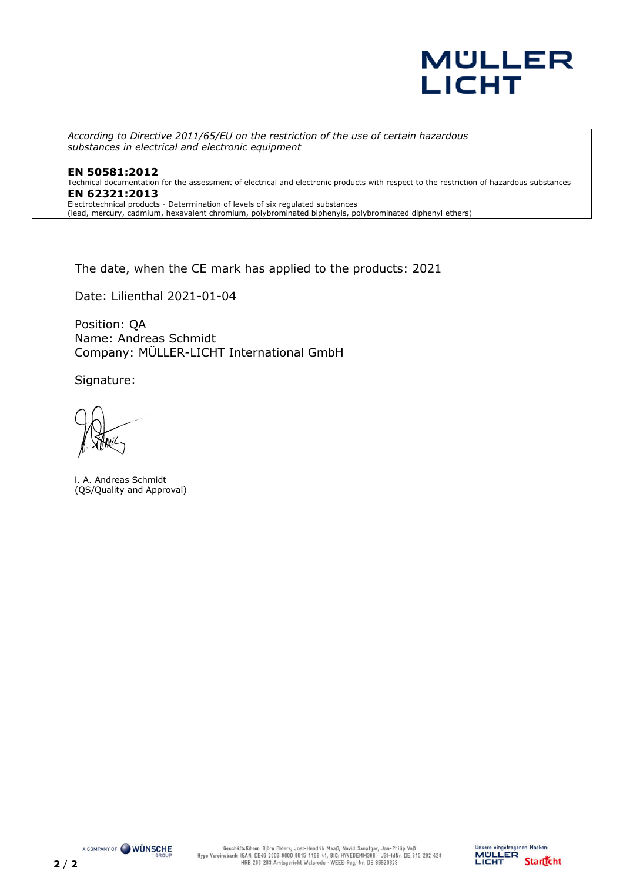*According to Directive 2011/65/EU on the restriction of the use of certain hazardous substances in electrical and electronic equipment*

**EN 50581:2012**
Technical documentation for the assessment of electrical and electronic products with respect to the restriction of hazardous substances

**EN 62321:2013**
Electrotechnical products - Determination of levels of six regulated substances
(lead, mercury, cadmium, hexavalent chromium, polybrominated biphenyls, polybrominated diphenyl ethers)

The date, when the CE mark has applied to the products: 2021

Date: Lilienthal 2021-01-04

Position: QA
Name: Andreas Schmidt
Company: MÜLLER-LICHT International GmbH

Signature:

i. A. Andreas Schmidt
(QS/Quality and Approval)

A COMPANY OF WÜNSCHE GROUP

Geschäftsführer: Björn Peters, Jost-Hendrik Maaß, Navid Sanatgar, Jan-Philip Voß
Hypo Vereinsbank: IBAN: DE46 2003 0000 0015 1168 41, BIC: HYVEDEMM300 · USt-IdNr. DE 815 202 428
HRB 203 203 Amtsgericht Walsrode · WEEE-Reg.-Nr. DE 66620323

Unsere eingetragenen Marken: MÜLLER LICHT, Starlicht